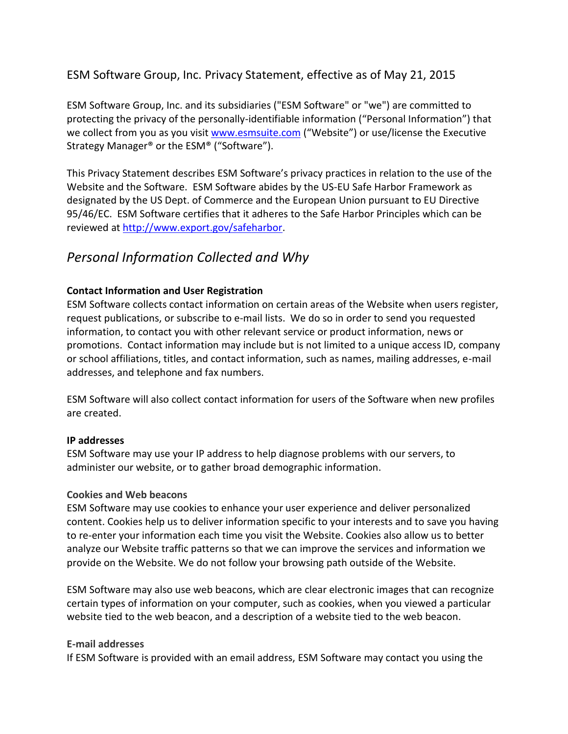# ESM Software Group, Inc. Privacy Statement, effective as of May 21, 2015

ESM Software Group, Inc. and its subsidiaries ("ESM Software" or "we") are committed to protecting the privacy of the personally-identifiable information ("Personal Information") that we collect from you as you visit [www.esmsuite.com](http://www.esmsuite.com) ("Website") or use/license the Executive Strategy Manager® or the ESM® ("Software").

This Privacy Statement describes ESM Software's privacy practices in relation to the use of the Website and the Software. ESM Software abides by the US-EU Safe Harbor Framework as designated by the US Dept. of Commerce and the European Union pursuant to EU Directive 95/46/EC. ESM Software certifies that it adheres to the Safe Harbor Principles which can be reviewed at [http://www.export.gov/safeharbor](http://www.export.gov/safeharbor).

## *Personal Information Collected and Why*

**Contact Information and User Registration**

ESM Software collects contact information on certain areas of the Website when users register, request publications, or subscribe to e-mail lists. We do so in order to send you requested information, to contact you with other relevant service or product information, news or promotions. Contact information may include but is not limited to a unique access ID, company or school affiliations, titles, and contact information, such as names, mailing addresses, e-mail addresses, and telephone and fax numbers.

ESM Software will also collect contact information for users of the Software when new profiles are created.

**IP addresses**

ESM Software may use your IP address to help diagnose problems with our servers, to administer our website, or to gather broad demographic information.

**Cookies and Web beacons**

ESM Software may use cookies to enhance your user experience and deliver personalized content. Cookies help us to deliver information specific to your interests and to save you having to re-enter your information each time you visit the Website. Cookies also allow us to better analyze our Website traffic patterns so that we can improve the services and information we provide on the Website. We do not follow your browsing path outside of the Website.

ESM Software may also use web beacons, which are clear electronic images that can recognize certain types of information on your computer, such as cookies, when you viewed a particular website tied to the web beacon, and a description of a website tied to the web beacon.

**E-mail addresses**

If ESM Software is provided with an email address, ESM Software may contact you using the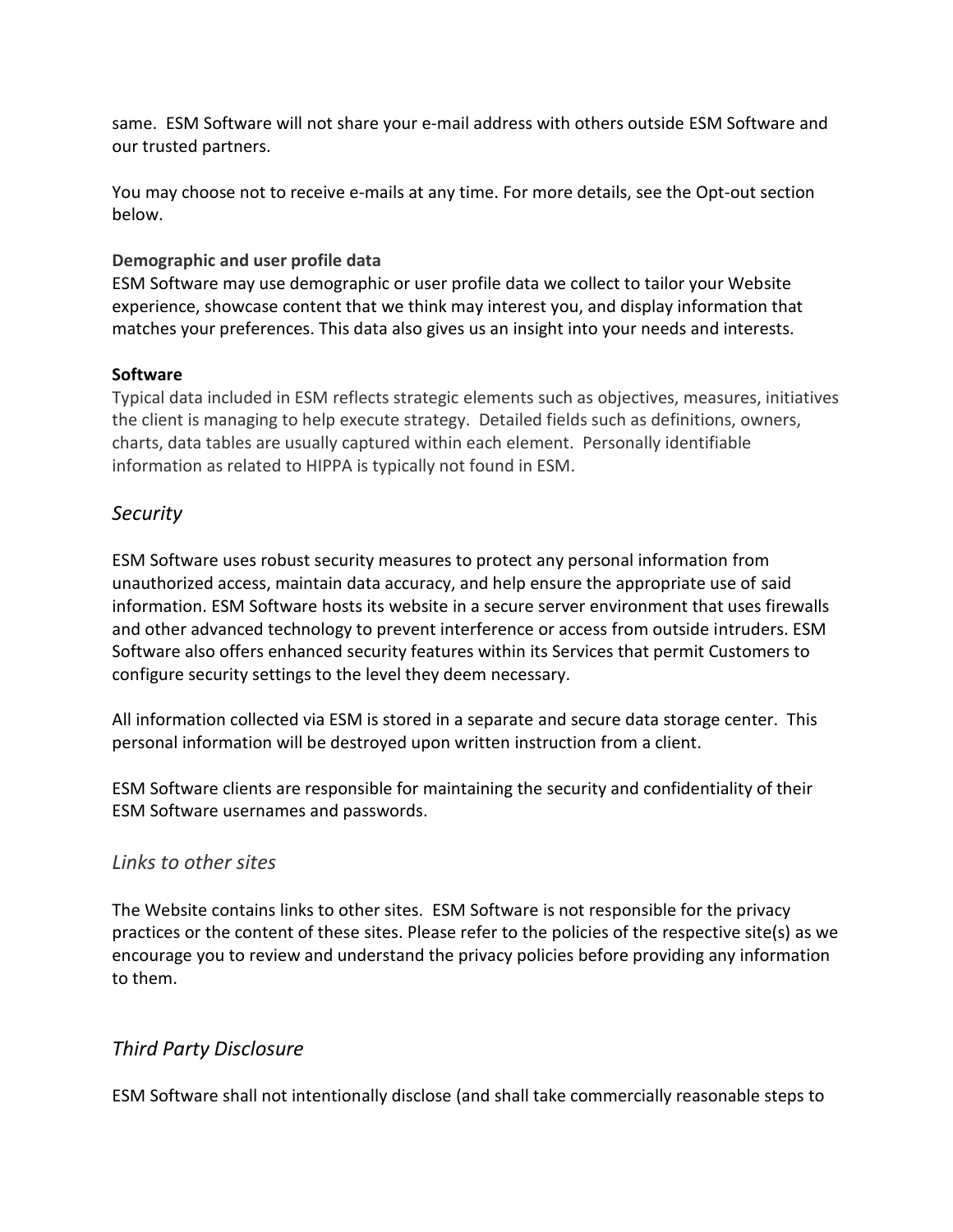same. ESM Software will not share your e-mail address with others outside ESM Software and our trusted partners.

You may choose not to receive e-mails at any time. For more details, see the Opt-out section below.

**Demographic and user profile data**
ESM Software may use demographic or user profile data we collect to tailor your Website experience, showcase content that we think may interest you, and display information that matches your preferences. This data also gives us an insight into your needs and interests.

**Software**
Typical data included in ESM reflects strategic elements such as objectives, measures, initiatives the client is managing to help execute strategy. Detailed fields such as definitions, owners, charts, data tables are usually captured within each element. Personally identifiable information as related to HIPPA is typically not found in ESM.

## *Security*

ESM Software uses robust security measures to protect any personal information from unauthorized access, maintain data accuracy, and help ensure the appropriate use of said information. ESM Software hosts its website in a secure server environment that uses firewalls and other advanced technology to prevent interference or access from outside intruders. ESM Software also offers enhanced security features within its Services that permit Customers to configure security settings to the level they deem necessary.

All information collected via ESM is stored in a separate and secure data storage center. This personal information will be destroyed upon written instruction from a client.

ESM Software clients are responsible for maintaining the security and confidentiality of their ESM Software usernames and passwords.

## *Links to other sites*

The Website contains links to other sites. ESM Software is not responsible for the privacy practices or the content of these sites. Please refer to the policies of the respective site(s) as we encourage you to review and understand the privacy policies before providing any information to them.

## *Third Party Disclosure*

ESM Software shall not intentionally disclose (and shall take commercially reasonable steps to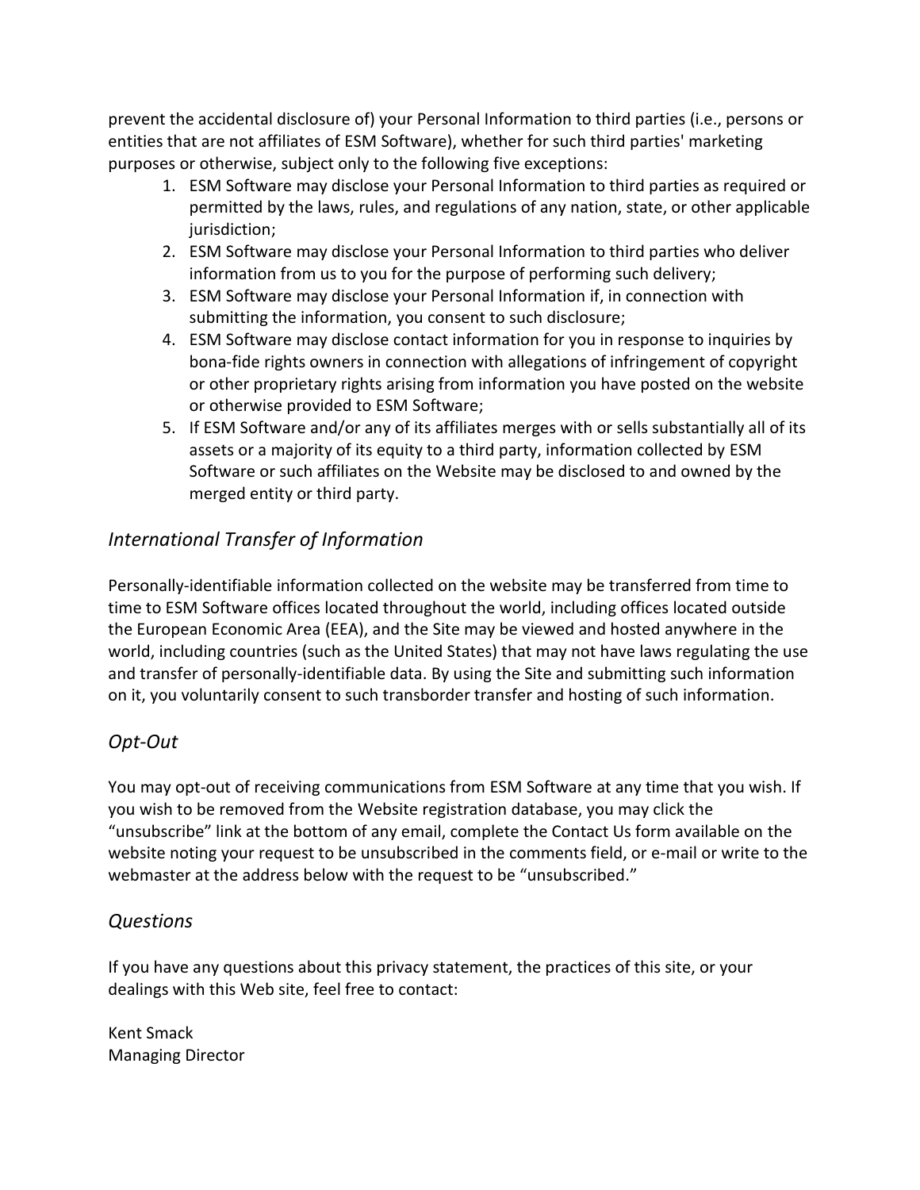prevent the accidental disclosure of) your Personal Information to third parties (i.e., persons or entities that are not affiliates of ESM Software), whether for such third parties' marketing purposes or otherwise, subject only to the following five exceptions:

1. ESM Software may disclose your Personal Information to third parties as required or permitted by the laws, rules, and regulations of any nation, state, or other applicable jurisdiction;
2. ESM Software may disclose your Personal Information to third parties who deliver information from us to you for the purpose of performing such delivery;
3. ESM Software may disclose your Personal Information if, in connection with submitting the information, you consent to such disclosure;
4. ESM Software may disclose contact information for you in response to inquiries by bona-fide rights owners in connection with allegations of infringement of copyright or other proprietary rights arising from information you have posted on the website or otherwise provided to ESM Software;
5. If ESM Software and/or any of its affiliates merges with or sells substantially all of its assets or a majority of its equity to a third party, information collected by ESM Software or such affiliates on the Website may be disclosed to and owned by the merged entity or third party.

## *International Transfer of Information*

Personally-identifiable information collected on the website may be transferred from time to time to ESM Software offices located throughout the world, including offices located outside the European Economic Area (EEA), and the Site may be viewed and hosted anywhere in the world, including countries (such as the United States) that may not have laws regulating the use and transfer of personally-identifiable data. By using the Site and submitting such information on it, you voluntarily consent to such transborder transfer and hosting of such information.

## *Opt-Out*

You may opt-out of receiving communications from ESM Software at any time that you wish. If you wish to be removed from the Website registration database, you may click the "unsubscribe" link at the bottom of any email, complete the Contact Us form available on the website noting your request to be unsubscribed in the comments field, or e-mail or write to the webmaster at the address below with the request to be "unsubscribed."

## *Questions*

If you have any questions about this privacy statement, the practices of this site, or your dealings with this Web site, feel free to contact:

Kent Smack  
Managing Director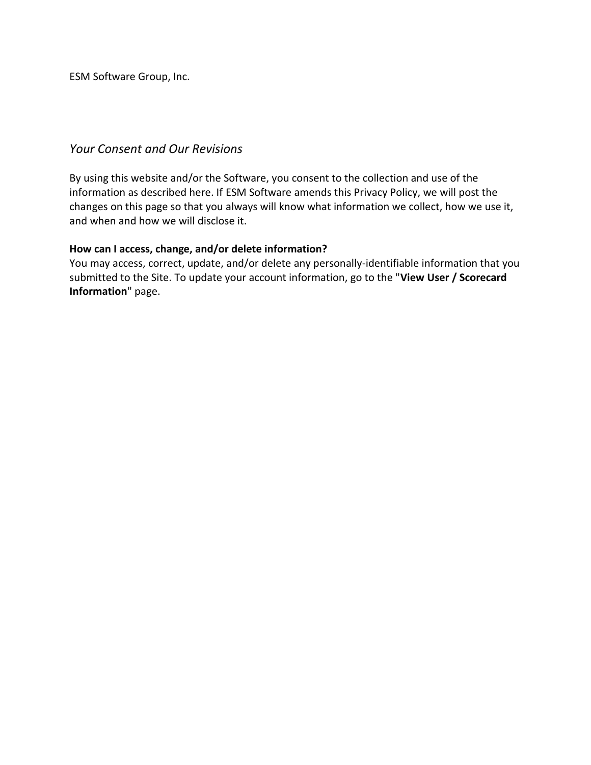ESM Software Group, Inc.

## *Your Consent and Our Revisions*

By using this website and/or the Software, you consent to the collection and use of the information as described here. If ESM Software amends this Privacy Policy, we will post the changes on this page so that you always will know what information we collect, how we use it, and when and how we will disclose it.

**How can I access, change, and/or delete information?**
You may access, correct, update, and/or delete any personally-identifiable information that you submitted to the Site. To update your account information, go to the "**View User / Scorecard Information**" page.